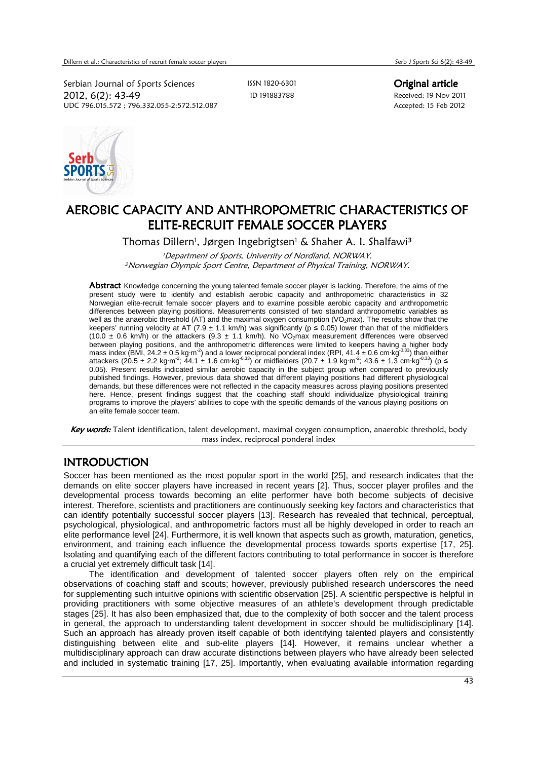Serbian Journal of Sports Sciences
2012, 6(2): 43-49
UDC 796.015.572 ; 796.332.055-2:572.512.087

ISSN 1820-6301
ID 191883788

**Original article**
Received: 19 Nov 2011
Accepted: 15 Feb 2012

# AEROBIC CAPACITY AND ANTHROPOMETRIC CHARACTERISTICS OF ELITE-RECRUIT FEMALE SOCCER PLAYERS

Thomas Dillern[1], Jørgen Ingebrigtsen[1] & Shaher A. I. Shalfawi[3]

[1]*Department of Sports, University of Nordland, NORWAY.*
[2]*Norwegian Olympic Sport Centre, Department of Physical Training, NORWAY.*

**Abstract** Knowledge concerning the young talented female soccer player is lacking. Therefore, the aims of the present study were to identify and establish aerobic capacity and anthropometric characteristics in 32 Norwegian elite-recruit female soccer players and to examine possible aerobic capacity and anthropometric differences between playing positions. Measurements consisted of two standard anthropometric variables as well as the anaerobic threshold (AT) and the maximal oxygen consumption ($VO_2max$). The results show that the keepers' running velocity at AT (7.9 ± 1.1 km/h) was significantly ($p \leq 0.05$) lower than that of the midfielders (10.0 ± 0.6 km/h) or the attackers (9.3 ± 1.1 km/h). No $VO_2max$ measurement differences were observed between playing positions, and the anthropometric differences were limited to keepers having a higher body mass index (BMI, 24.2 ± 0.5 $kg \cdot m^{-2}$) and a lower reciprocal ponderal index (RPI, 41.4 ± 0.6 $cm \cdot kg^{-0.33}$) than either attackers (20.5 ± 2.2 $kg \cdot m^{-2}$; 44.1 ± 1.6 $cm \cdot kg^{-0.33}$) or midfielders (20.7 ± 1.9 $kg \cdot m^{-2}$; 43.6 ± 1.3 $cm \cdot kg^{-0.33}$) ($p \leq 0.05$). Present results indicated similar aerobic capacity in the subject group when compared to previously published findings. However, previous data showed that different playing positions had different physiological demands, but these differences were not reflected in the capacity measures across playing positions presented here. Hence, present findings suggest that the coaching staff should individualize physiological training programs to improve the players' abilities to cope with the specific demands of the various playing positions on an elite female soccer team.

***Key words:*** Talent identification, talent development, maximal oxygen consumption, anaerobic threshold, body mass index, reciprocal ponderal index

## INTRODUCTION

Soccer has been mentioned as the most popular sport in the world [25], and research indicates that the demands on elite soccer players have increased in recent years [2]. Thus, soccer player profiles and the developmental process towards becoming an elite performer have both become subjects of decisive interest. Therefore, scientists and practitioners are continuously seeking key factors and characteristics that can identify potentially successful soccer players [13]. Research has revealed that technical, perceptual, psychological, physiological, and anthropometric factors must all be highly developed in order to reach an elite performance level [24]. Furthermore, it is well known that aspects such as growth, maturation, genetics, environment, and training each influence the developmental process towards sports expertise [17, 25]. Isolating and quantifying each of the different factors contributing to total performance in soccer is therefore a crucial yet extremely difficult task [14].

The identification and development of talented soccer players often rely on the empirical observations of coaching staff and scouts; however, previously published research underscores the need for supplementing such intuitive opinions with scientific observation [25]. A scientific perspective is helpful in providing practitioners with some objective measures of an athlete's development through predictable stages [25]. It has also been emphasized that, due to the complexity of both soccer and the talent process in general, the approach to understanding talent development in soccer should be multidisciplinary [14]. Such an approach has already proven itself capable of both identifying talented players and consistently distinguishing between elite and sub-elite players [14]. However, it remains unclear whether a multidisciplinary approach can draw accurate distinctions between players who have already been selected and included in systematic training [17, 25]. Importantly, when evaluating available information regarding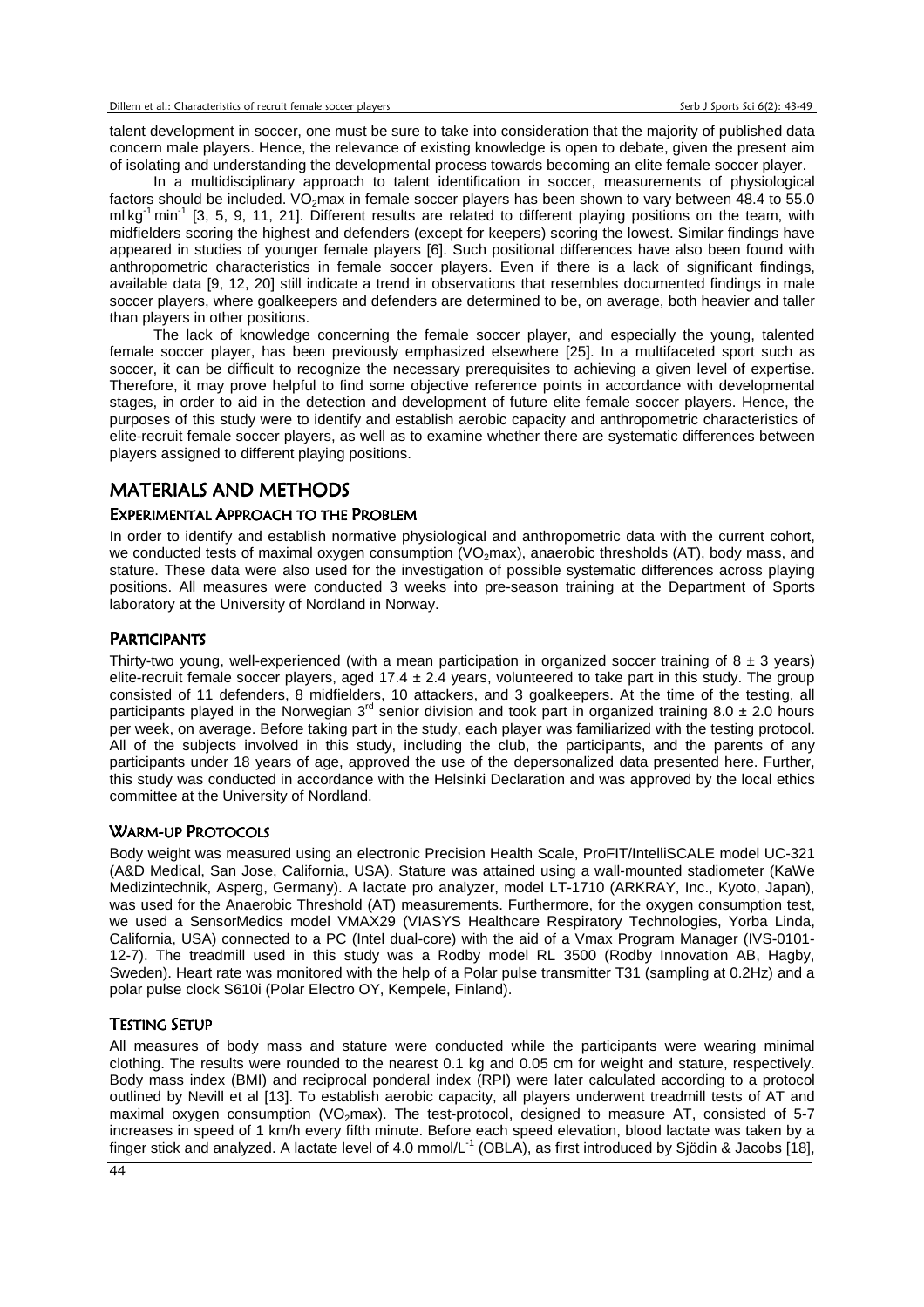talent development in soccer, one must be sure to take into consideration that the majority of published data concern male players. Hence, the relevance of existing knowledge is open to debate, given the present aim of isolating and understanding the developmental process towards becoming an elite female soccer player.

In a multidisciplinary approach to talent identification in soccer, measurements of physiological factors should be included. $VO_2max$ in female soccer players has been shown to vary between 48.4 to 55.0 $ml \cdot kg^{-1} \cdot min^{-1}$ [3, 5, 9, 11, 21]. Different results are related to different playing positions on the team, with midfielders scoring the highest and defenders (except for keepers) scoring the lowest. Similar findings have appeared in studies of younger female players [6]. Such positional differences have also been found with anthropometric characteristics in female soccer players. Even if there is a lack of significant findings, available data [9, 12, 20] still indicate a trend in observations that resembles documented findings in male soccer players, where goalkeepers and defenders are determined to be, on average, both heavier and taller than players in other positions.

The lack of knowledge concerning the female soccer player, and especially the young, talented female soccer player, has been previously emphasized elsewhere [25]. In a multifaceted sport such as soccer, it can be difficult to recognize the necessary prerequisites to achieving a given level of expertise. Therefore, it may prove helpful to find some objective reference points in accordance with developmental stages, in order to aid in the detection and development of future elite female soccer players. Hence, the purposes of this study were to identify and establish aerobic capacity and anthropometric characteristics of elite-recruit female soccer players, as well as to examine whether there are systematic differences between players assigned to different playing positions.

# MATERIALS AND METHODS

## EXPERIMENTAL APPROACH TO THE PROBLEM

In order to identify and establish normative physiological and anthropometric data with the current cohort, we conducted tests of maximal oxygen consumption ($VO_2max$), anaerobic thresholds (AT), body mass, and stature. These data were also used for the investigation of possible systematic differences across playing positions. All measures were conducted 3 weeks into pre-season training at the Department of Sports laboratory at the University of Nordland in Norway.

## PARTICIPANTS

Thirty-two young, well-experienced (with a mean participation in organized soccer training of 8 ± 3 years) elite-recruit female soccer players, aged 17.4 ± 2.4 years, volunteered to take part in this study. The group consisted of 11 defenders, 8 midfielders, 10 attackers, and 3 goalkeepers. At the time of the testing, all participants played in the Norwegian 3rd senior division and took part in organized training 8.0 ± 2.0 hours per week, on average. Before taking part in the study, each player was familiarized with the testing protocol. All of the subjects involved in this study, including the club, the participants, and the parents of any participants under 18 years of age, approved the use of the depersonalized data presented here. Further, this study was conducted in accordance with the Helsinki Declaration and was approved by the local ethics committee at the University of Nordland.

## WARM-UP PROTOCOLS

Body weight was measured using an electronic Precision Health Scale, ProFIT/IntelliSCALE model UC-321 (A&D Medical, San Jose, California, USA). Stature was attained using a wall-mounted stadiometer (KaWe Medizintechnik, Asperg, Germany). A lactate pro analyzer, model LT-1710 (ARKRAY, Inc., Kyoto, Japan), was used for the Anaerobic Threshold (AT) measurements. Furthermore, for the oxygen consumption test, we used a SensorMedics model VMAX29 (VIASYS Healthcare Respiratory Technologies, Yorba Linda, California, USA) connected to a PC (Intel dual-core) with the aid of a Vmax Program Manager (IVS-0101-12-7). The treadmill used in this study was a Rodby model RL 3500 (Rodby Innovation AB, Hagby, Sweden). Heart rate was monitored with the help of a Polar pulse transmitter T31 (sampling at 0.2Hz) and a polar pulse clock S610i (Polar Electro OY, Kempele, Finland).

## TESTING SETUP

All measures of body mass and stature were conducted while the participants were wearing minimal clothing. The results were rounded to the nearest 0.1 kg and 0.05 cm for weight and stature, respectively. Body mass index (BMI) and reciprocal ponderal index (RPI) were later calculated according to a protocol outlined by Nevill et al [13]. To establish aerobic capacity, all players underwent treadmill tests of AT and maximal oxygen consumption ($VO_2max$). The test-protocol, designed to measure AT, consisted of 5-7 increases in speed of 1 km/h every fifth minute. Before each speed elevation, blood lactate was taken by a finger stick and analyzed. A lactate level of 4.0 $mmol/L^{-1}$ (OBLA), as first introduced by Sjödin & Jacobs [18],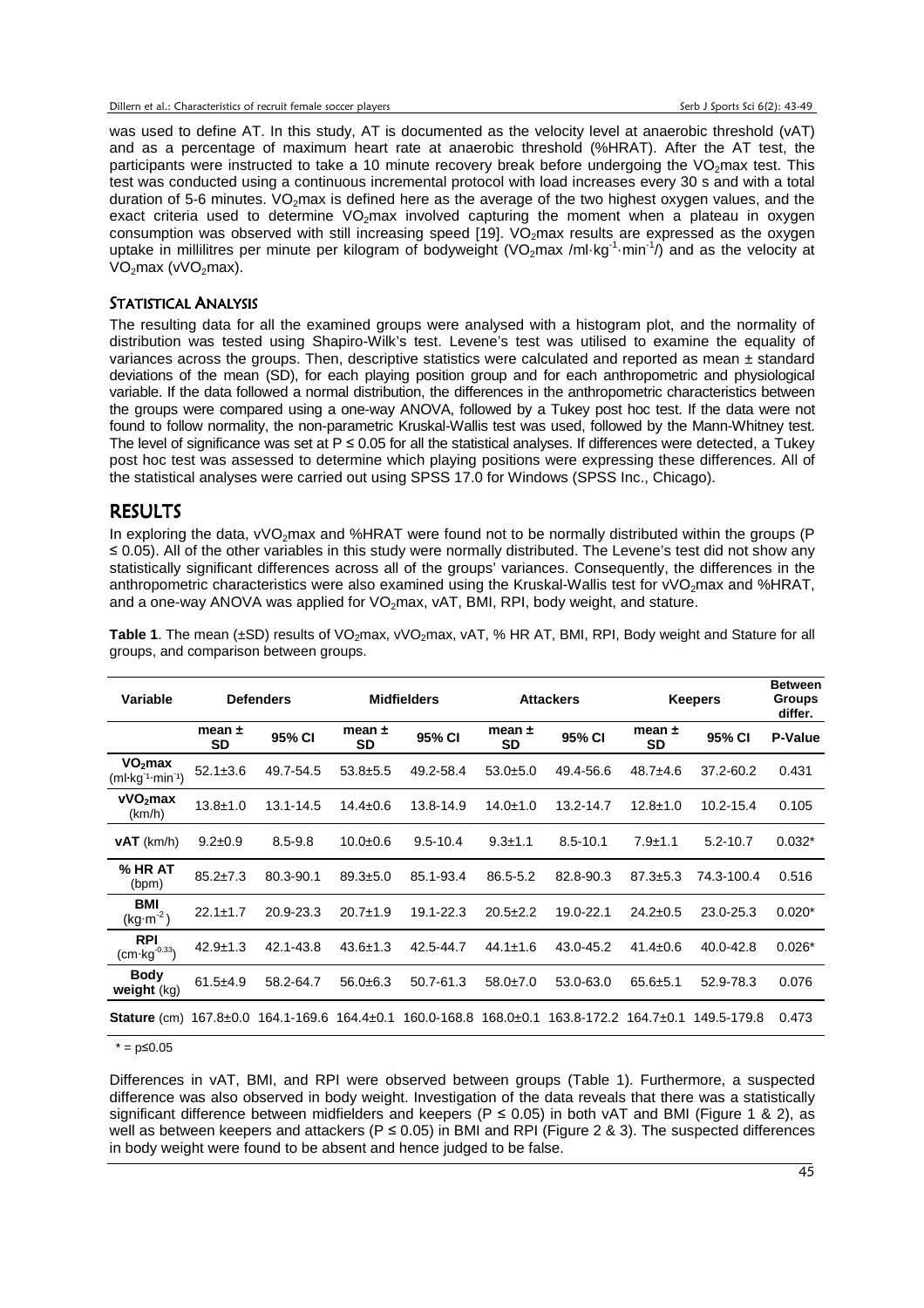was used to define AT. In this study, AT is documented as the velocity level at anaerobic threshold (vAT) and as a percentage of maximum heart rate at anaerobic threshold (%HRAT). After the AT test, the participants were instructed to take a 10 minute recovery break before undergoing the $VO_2$max test. This test was conducted using a continuous incremental protocol with load increases every 30 s and with a total duration of 5-6 minutes. $VO_2$max is defined here as the average of the two highest oxygen values, and the exact criteria used to determine $VO_2$max involved capturing the moment when a plateau in oxygen consumption was observed with still increasing speed [19]. $VO_2$max results are expressed as the oxygen uptake in millilitres per minute per kilogram of bodyweight ($VO_2$max /ml·kg$^{-1}$·min$^{-1}$/) and as the velocity at $VO_2$max (v$VO_2$max).

## STATISTICAL ANALYSIS

The resulting data for all the examined groups were analysed with a histogram plot, and the normality of distribution was tested using Shapiro-Wilk's test. Levene's test was utilised to examine the equality of variances across the groups. Then, descriptive statistics were calculated and reported as mean ± standard deviations of the mean (SD), for each playing position group and for each anthropometric and physiological variable. If the data followed a normal distribution, the differences in the anthropometric characteristics between the groups were compared using a one-way ANOVA, followed by a Tukey post hoc test. If the data were not found to follow normality, the non-parametric Kruskal-Wallis test was used, followed by the Mann-Whitney test. The level of significance was set at $P \leq 0.05$ for all the statistical analyses. If differences were detected, a Tukey post hoc test was assessed to determine which playing positions were expressing these differences. All of the statistical analyses were carried out using SPSS 17.0 for Windows (SPSS Inc., Chicago).

# RESULTS

In exploring the data, v$VO_2$max and %HRAT were found not to be normally distributed within the groups ($P \leq 0.05$). All of the other variables in this study were normally distributed. The Levene's test did not show any statistically significant differences across all of the groups' variances. Consequently, the differences in the anthropometric characteristics were also examined using the Kruskal-Wallis test for v$VO_2$max and %HRAT, and a one-way ANOVA was applied for $VO_2$max, vAT, BMI, RPI, body weight, and stature.

**Table 1**. The mean (±SD) results of $VO_2$max, v$VO_2$max, vAT, % HR AT, BMI, RPI, Body weight and Stature for all groups, and comparison between groups.

| Variable | Defenders | | Midfielders | | Attackers | | Keepers | | Between Groups differ. |
|---|---|---|---|---|---|---|---|---|---|
| | **mean ± SD** | **95% CI** | **mean ± SD** | **95% CI** | **mean ± SD** | **95% CI** | **mean ± SD** | **95% CI** | **P-Value** |
| **$VO_2$max** (ml·kg$^{-1}$·min$^{-1}$) | 52.1±3.6 | 49.7-54.5 | 53.8±5.5 | 49.2-58.4 | 53.0±5.0 | 49.4-56.6 | 48.7±4.6 | 37.2-60.2 | 0.431 |
| **v$VO_2$max** (km/h) | 13.8±1.0 | 13.1-14.5 | 14.4±0.6 | 13.8-14.9 | 14.0±1.0 | 13.2-14.7 | 12.8±1.0 | 10.2-15.4 | 0.105 |
| **vAT** (km/h) | 9.2±0.9 | 8.5-9.8 | 10.0±0.6 | 9.5-10.4 | 9.3±1.1 | 8.5-10.1 | 7.9±1.1 | 5.2-10.7 | 0.032* |
| **% HR AT** (bpm) | 85.2±7.3 | 80.3-90.1 | 89.3±5.0 | 85.1-93.4 | 86.5-5.2 | 82.8-90.3 | 87.3±5.3 | 74.3-100.4 | 0.516 |
| **BMI** (kg·m$^{-2}$) | 22.1±1.7 | 20.9-23.3 | 20.7±1.9 | 19.1-22.3 | 20.5±2.2 | 19.0-22.1 | 24.2±0.5 | 23.0-25.3 | 0.020* |
| **RPI** (cm·kg$^{-0.33}$) | 42.9±1.3 | 42.1-43.8 | 43.6±1.3 | 42.5-44.7 | 44.1±1.6 | 43.0-45.2 | 41.4±0.6 | 40.0-42.8 | 0.026* |
| **Body weight** (kg) | 61.5±4.9 | 58.2-64.7 | 56.0±6.3 | 50.7-61.3 | 58.0±7.0 | 53.0-63.0 | 65.6±5.1 | 52.9-78.3 | 0.076 |
| **Stature** (cm) | 167.8±0.0 | 164.1-169.6 | 164.4±0.1 | 160.0-168.8 | 168.0±0.1 | 163.8-172.2 | 164.7±0.1 | 149.5-179.8 | 0.473 |

\* = p≤0.05

Differences in vAT, BMI, and RPI were observed between groups (Table 1). Furthermore, a suspected difference was also observed in body weight. Investigation of the data reveals that there was a statistically significant difference between midfielders and keepers ($P \leq 0.05$) in both vAT and BMI (Figure 1 & 2), as well as between keepers and attackers ($P \leq 0.05$) in BMI and RPI (Figure 2 & 3). The suspected differences in body weight were found to be absent and hence judged to be false.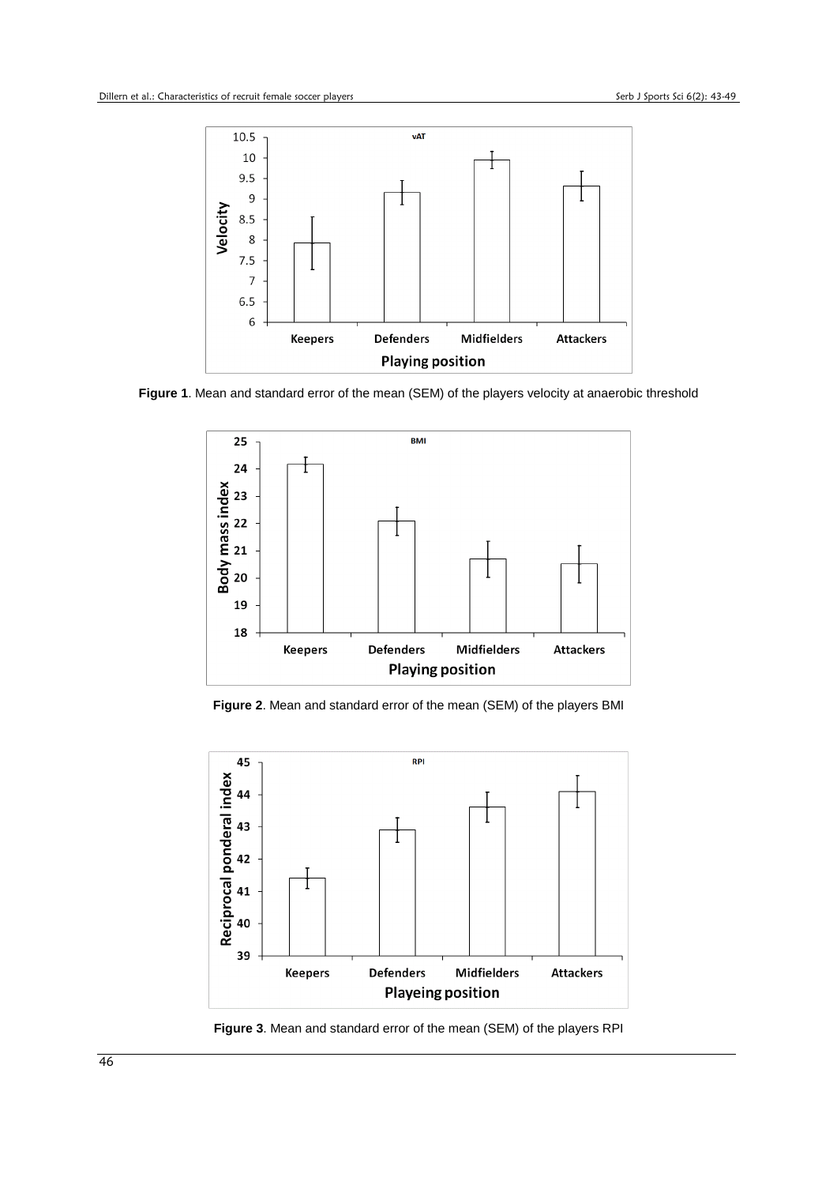**Figure 1**. Mean and standard error of the mean (SEM) of the players velocity at anaerobic threshold

**Figure 2**. Mean and standard error of the mean (SEM) of the players BMI

**Figure 3**. Mean and standard error of the mean (SEM) of the players RPI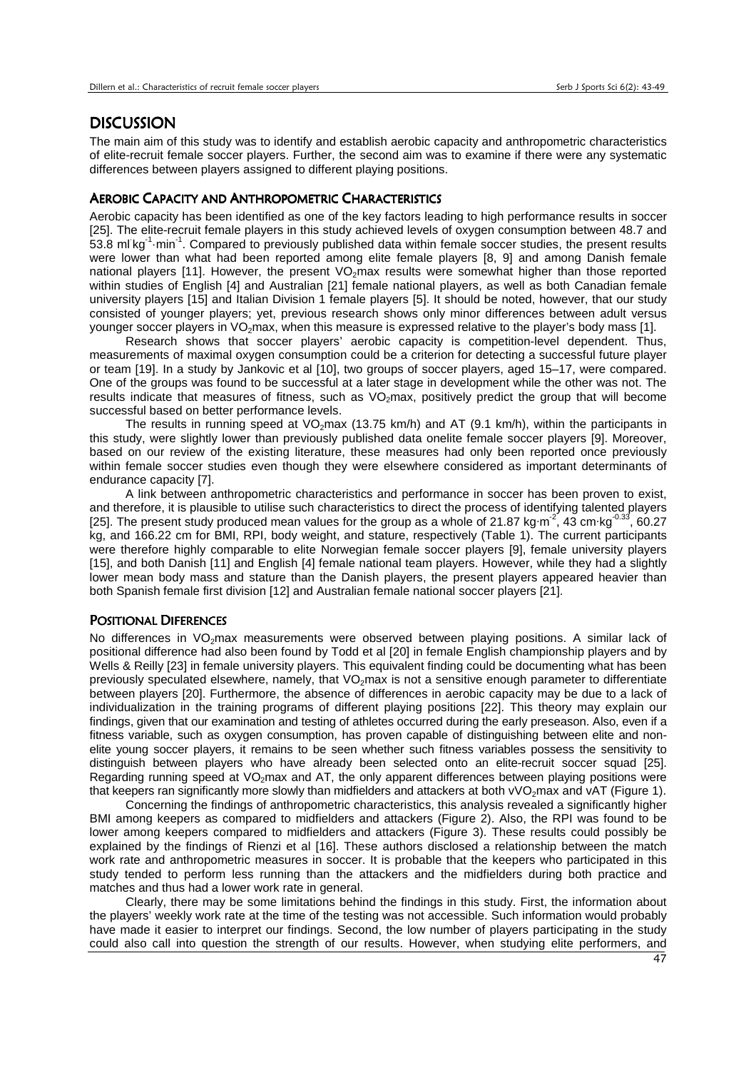# DISCUSSION

The main aim of this study was to identify and establish aerobic capacity and anthropometric characteristics of elite-recruit female soccer players. Further, the second aim was to examine if there were any systematic differences between players assigned to different playing positions.

## AEROBIC CAPACITY AND ANTHROPOMETRIC CHARACTERISTICS

Aerobic capacity has been identified as one of the key factors leading to high performance results in soccer [25]. The elite-recruit female players in this study achieved levels of oxygen consumption between 48.7 and 53.8 $ml \cdot kg^{-1} \cdot min^{-1}$. Compared to previously published data within female soccer studies, the present results were lower than what had been reported among elite female players [8, 9] and among Danish female national players [11]. However, the present $VO_2max$ results were somewhat higher than those reported within studies of English [4] and Australian [21] female national players, as well as both Canadian female university players [15] and Italian Division 1 female players [5]. It should be noted, however, that our study consisted of younger players; yet, previous research shows only minor differences between adult versus younger soccer players in $VO_2max$, when this measure is expressed relative to the player's body mass [1].

Research shows that soccer players' aerobic capacity is competition-level dependent. Thus, measurements of maximal oxygen consumption could be a criterion for detecting a successful future player or team [19]. In a study by Jankovic et al [10], two groups of soccer players, aged 15–17, were compared. One of the groups was found to be successful at a later stage in development while the other was not. The results indicate that measures of fitness, such as $VO_2max$, positively predict the group that will become successful based on better performance levels.

The results in running speed at $VO_2max$ (13.75 km/h) and AT (9.1 km/h), within the participants in this study, were slightly lower than previously published data onelite female soccer players [9]. Moreover, based on our review of the existing literature, these measures had only been reported once previously within female soccer studies even though they were elsewhere considered as important determinants of endurance capacity [7].

A link between anthropometric characteristics and performance in soccer has been proven to exist, and therefore, it is plausible to utilise such characteristics to direct the process of identifying talented players [25]. The present study produced mean values for the group as a whole of 21.87 $kg \cdot m^{-2}$, 43 $cm \cdot kg^{-0.33}$, 60.27 kg, and 166.22 cm for BMI, RPI, body weight, and stature, respectively (Table 1). The current participants were therefore highly comparable to elite Norwegian female soccer players [9], female university players [15], and both Danish [11] and English [4] female national team players. However, while they had a slightly lower mean body mass and stature than the Danish players, the present players appeared heavier than both Spanish female first division [12] and Australian female national soccer players [21].

## POSITIONAL DIFERENCES

No differences in $VO_2max$ measurements were observed between playing positions. A similar lack of positional difference had also been found by Todd et al [20] in female English championship players and by Wells & Reilly [23] in female university players. This equivalent finding could be documenting what has been previously speculated elsewhere, namely, that $VO_2max$ is not a sensitive enough parameter to differentiate between players [20]. Furthermore, the absence of differences in aerobic capacity may be due to a lack of individualization in the training programs of different playing positions [22]. This theory may explain our findings, given that our examination and testing of athletes occurred during the early preseason. Also, even if a fitness variable, such as oxygen consumption, has proven capable of distinguishing between elite and non-elite young soccer players, it remains to be seen whether such fitness variables possess the sensitivity to distinguish between players who have already been selected onto an elite-recruit soccer squad [25]. Regarding running speed at $VO_2max$ and AT, the only apparent differences between playing positions were that keepers ran significantly more slowly than midfielders and attackers at both $vVO_2max$ and vAT (Figure 1).

Concerning the findings of anthropometric characteristics, this analysis revealed a significantly higher BMI among keepers as compared to midfielders and attackers (Figure 2). Also, the RPI was found to be lower among keepers compared to midfielders and attackers (Figure 3). These results could possibly be explained by the findings of Rienzi et al [16]. These authors disclosed a relationship between the match work rate and anthropometric measures in soccer. It is probable that the keepers who participated in this study tended to perform less running than the attackers and the midfielders during both practice and matches and thus had a lower work rate in general.

Clearly, there may be some limitations behind the findings in this study. First, the information about the players' weekly work rate at the time of the testing was not accessible. Such information would probably have made it easier to interpret our findings. Second, the low number of players participating in the study could also call into question the strength of our results. However, when studying elite performers, and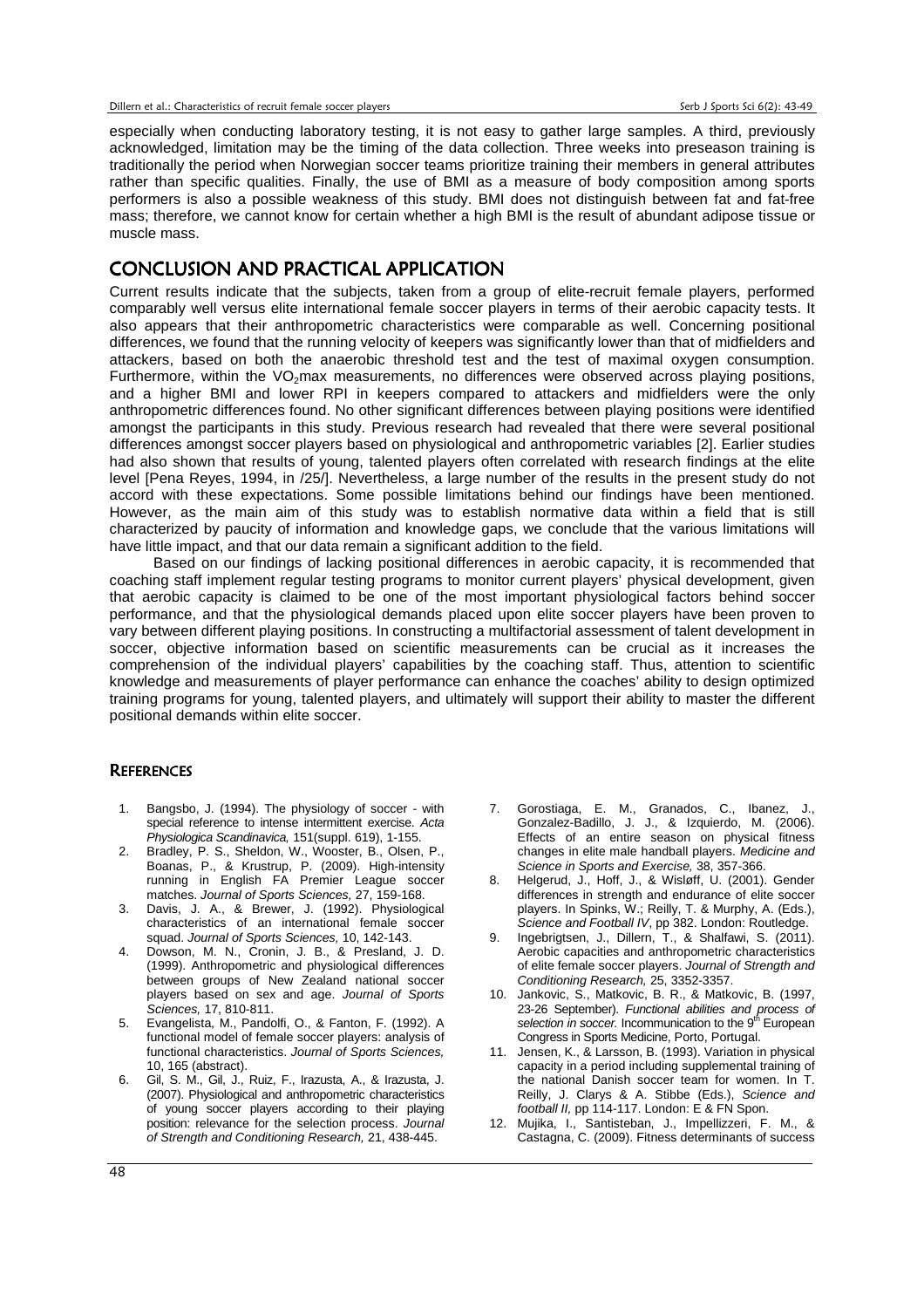especially when conducting laboratory testing, it is not easy to gather large samples. A third, previously acknowledged, limitation may be the timing of the data collection. Three weeks into preseason training is traditionally the period when Norwegian soccer teams prioritize training their members in general attributes rather than specific qualities. Finally, the use of BMI as a measure of body composition among sports performers is also a possible weakness of this study. BMI does not distinguish between fat and fat-free mass; therefore, we cannot know for certain whether a high BMI is the result of abundant adipose tissue or muscle mass.

## CONCLUSION AND PRACTICAL APPLICATION

Current results indicate that the subjects, taken from a group of elite-recruit female players, performed comparably well versus elite international female soccer players in terms of their aerobic capacity tests. It also appears that their anthropometric characteristics were comparable as well. Concerning positional differences, we found that the running velocity of keepers was significantly lower than that of midfielders and attackers, based on both the anaerobic threshold test and the test of maximal oxygen consumption. Furthermore, within the $VO_2$max measurements, no differences were observed across playing positions, and a higher BMI and lower RPI in keepers compared to attackers and midfielders were the only anthropometric differences found. No other significant differences between playing positions were identified amongst the participants in this study. Previous research had revealed that there were several positional differences amongst soccer players based on physiological and anthropometric variables [2]. Earlier studies had also shown that results of young, talented players often correlated with research findings at the elite level [Pena Reyes, 1994, in /25/]. Nevertheless, a large number of the results in the present study do not accord with these expectations. Some possible limitations behind our findings have been mentioned. However, as the main aim of this study was to establish normative data within a field that is still characterized by paucity of information and knowledge gaps, we conclude that the various limitations will have little impact, and that our data remain a significant addition to the field.

Based on our findings of lacking positional differences in aerobic capacity, it is recommended that coaching staff implement regular testing programs to monitor current players' physical development, given that aerobic capacity is claimed to be one of the most important physiological factors behind soccer performance, and that the physiological demands placed upon elite soccer players have been proven to vary between different playing positions. In constructing a multifactorial assessment of talent development in soccer, objective information based on scientific measurements can be crucial as it increases the comprehension of the individual players' capabilities by the coaching staff. Thus, attention to scientific knowledge and measurements of player performance can enhance the coaches' ability to design optimized training programs for young, talented players, and ultimately will support their ability to master the different positional demands within elite soccer.

## REFERENCES

1. Bangsbo, J. (1994). The physiology of soccer - with special reference to intense intermittent exercise. *Acta Physiologica Scandinavica,* 151(suppl. 619), 1-155.
2. Bradley, P. S., Sheldon, W., Wooster, B., Olsen, P., Boanas, P., & Krustrup, P. (2009). High-intensity running in English FA Premier League soccer matches. *Journal of Sports Sciences,* 27, 159-168.
3. Davis, J. A., & Brewer, J. (1992). Physiological characteristics of an international female soccer squad. *Journal of Sports Sciences,* 10, 142-143.
4. Dowson, M. N., Cronin, J. B., & Presland, J. D. (1999). Anthropometric and physiological differences between groups of New Zealand national soccer players based on sex and age. *Journal of Sports Sciences,* 17, 810-811.
5. Evangelista, M., Pandolfi, O., & Fanton, F. (1992). A functional model of female soccer players: analysis of functional characteristics. *Journal of Sports Sciences,* 10, 165 (abstract).
6. Gil, S. M., Gil, J., Ruiz, F., Irazusta, A., & Irazusta, J. (2007). Physiological and anthropometric characteristics of young soccer players according to their playing position: relevance for the selection process. *Journal of Strength and Conditioning Research,* 21, 438-445.
7. Gorostiaga, E. M., Granados, C., Ibanez, J., Gonzalez-Badillo, J. J., & Izquierdo, M. (2006). Effects of an entire season on physical fitness changes in elite male handball players. *Medicine and Science in Sports and Exercise,* 38, 357-366.
8. Helgerud, J., Hoff, J., & Wisløff, U. (2001). Gender differences in strength and endurance of elite soccer players. In Spinks, W.; Reilly, T. & Murphy, A. (Eds.), *Science and Football IV*, pp 382. London: Routledge.
9. Ingebrigtsen, J., Dillern, T., & Shalfawi, S. (2011). Aerobic capacities and anthropometric characteristics of elite female soccer players. *Journal of Strength and Conditioning Research,* 25, 3352-3357.
10. Jankovic, S., Matkovic, B. R., & Matkovic, B. (1997, 23-26 September). *Functional abilities and process of selection in soccer.* Incommunication to the 9th European Congress in Sports Medicine, Porto, Portugal.
11. Jensen, K., & Larsson, B. (1993). Variation in physical capacity in a period including supplemental training of the national Danish soccer team for women. In T. Reilly, J. Clarys & A. Stibbe (Eds.), *Science and football II,* pp 114-117. London: E & FN Spon.
12. Mujika, I., Santisteban, J., Impellizzeri, F. M., & Castagna, C. (2009). Fitness determinants of success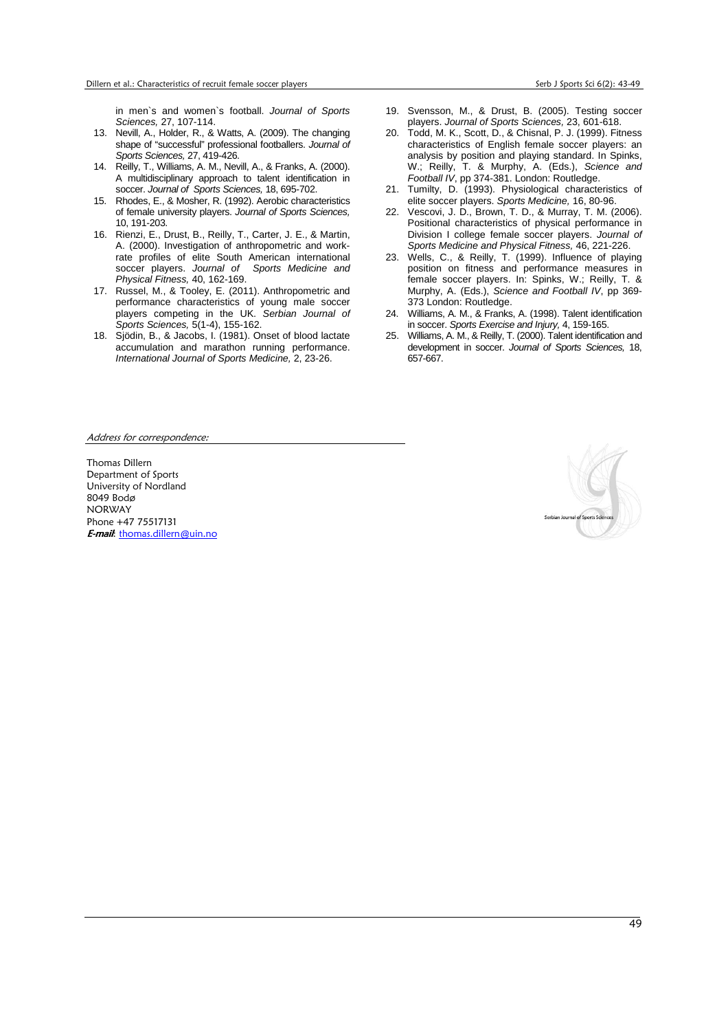in men`s and women`s football. *Journal of Sports Sciences,* 27, 107-114.

13. Nevill, A., Holder, R., & Watts, A. (2009). The changing shape of "successful" professional footballers. *Journal of Sports Sciences,* 27, 419-426.
14. Reilly, T., Williams, A. M., Nevill, A., & Franks, A. (2000). A multidisciplinary approach to talent identification in soccer. *Journal of Sports Sciences,* 18, 695-702.
15. Rhodes, E., & Mosher, R. (1992). Aerobic characteristics of female university players. *Journal of Sports Sciences,* 10, 191-203.
16. Rienzi, E., Drust, B., Reilly, T., Carter, J. E., & Martin, A. (2000). Investigation of anthropometric and work-rate profiles of elite South American international soccer players. *Journal of Sports Medicine and Physical Fitness,* 40, 162-169.
17. Russel, M., & Tooley, E. (2011). Anthropometric and performance characteristics of young male soccer players competing in the UK. *Serbian Journal of Sports Sciences,* 5(1-4), 155-162.
18. Sjödin, B., & Jacobs, I. (1981). Onset of blood lactate accumulation and marathon running performance. *International Journal of Sports Medicine,* 2, 23-26.
19. Svensson, M., & Drust, B. (2005). Testing soccer players. *Journal of Sports Sciences,* 23, 601-618.
20. Todd, M. K., Scott, D., & Chisnal, P. J. (1999). Fitness characteristics of English female soccer players: an analysis by position and playing standard. In Spinks, W.; Reilly, T. & Murphy, A. (Eds.), *Science and Football IV*, pp 374-381. London: Routledge.
21. Tumilty, D. (1993). Physiological characteristics of elite soccer players. *Sports Medicine,* 16, 80-96.
22. Vescovi, J. D., Brown, T. D., & Murray, T. M. (2006). Positional characteristics of physical performance in Division I college female soccer players. *Journal of Sports Medicine and Physical Fitness,* 46, 221-226.
23. Wells, C., & Reilly, T. (1999). Influence of playing position on fitness and performance measures in female soccer players. In: Spinks, W.; Reilly, T. & Murphy, A. (Eds.), *Science and Football IV*, pp 369-373 London: Routledge.
24. Williams, A. M., & Franks, A. (1998). Talent identification in soccer. *Sports Exercise and Injury,* 4, 159-165.
25. Williams, A. M., & Reilly, T. (2000). Talent identification and development in soccer. *Journal of Sports Sciences,* 18, 657-667.

*Address for correspondence:*

Thomas Dillern
Department of Sports
University of Nordland
8049 Bodø
NORWAY
Phone +47 75517131
***E-mail***: thomas.dillern@uin.no